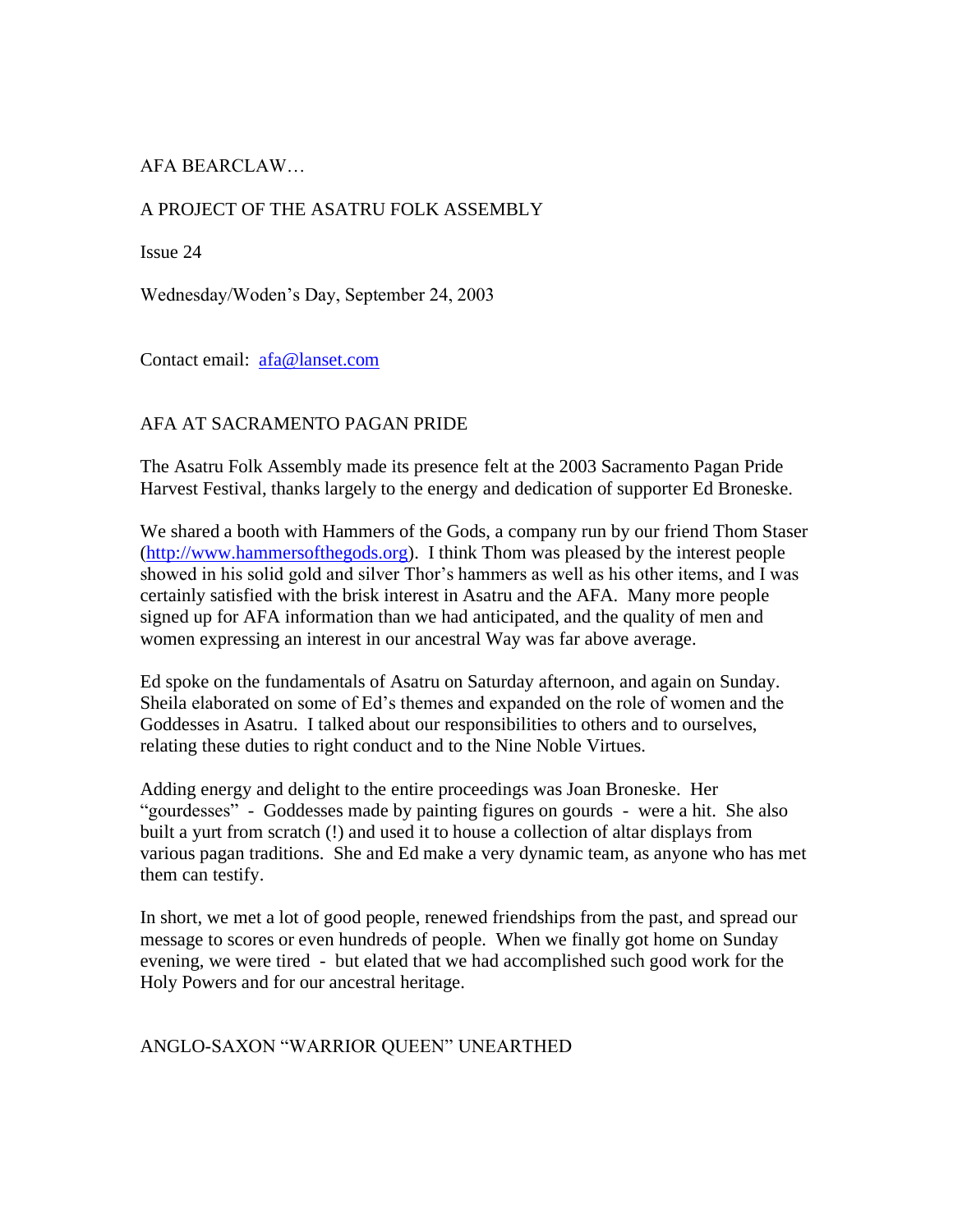AFA BEARCLAW…

A PROJECT OF THE ASATRU FOLK ASSEMBLY

Issue 24

Wednesday/Woden's Day, September 24, 2003

Contact email: [afa@lanset.com](mailto:afa@lanset.com)

## AFA AT SACRAMENTO PAGAN PRIDE

The Asatru Folk Assembly made its presence felt at the 2003 Sacramento Pagan Pride Harvest Festival, thanks largely to the energy and dedication of supporter Ed Broneske.

We shared a booth with Hammers of the Gods, a company run by our friend Thom Staser ([http://www.hammersofthegods.org](http://www.hammersofthegods.org)). I think Thom was pleased by the interest people showed in his solid gold and silver Thor's hammers as well as his other items, and I was certainly satisfied with the brisk interest in Asatru and the AFA. Many more people signed up for AFA information than we had anticipated, and the quality of men and women expressing an interest in our ancestral Way was far above average.

Ed spoke on the fundamentals of Asatru on Saturday afternoon, and again on Sunday. Sheila elaborated on some of Ed's themes and expanded on the role of women and the Goddesses in Asatru. I talked about our responsibilities to others and to ourselves, relating these duties to right conduct and to the Nine Noble Virtues.

Adding energy and delight to the entire proceedings was Joan Broneske. Her "gourdesses" - Goddesses made by painting figures on gourds - were a hit. She also built a yurt from scratch (!) and used it to house a collection of altar displays from various pagan traditions. She and Ed make a very dynamic team, as anyone who has met them can testify.

In short, we met a lot of good people, renewed friendships from the past, and spread our message to scores or even hundreds of people. When we finally got home on Sunday evening, we were tired - but elated that we had accomplished such good work for the Holy Powers and for our ancestral heritage.

## ANGLO-SAXON "WARRIOR QUEEN" UNEARTHED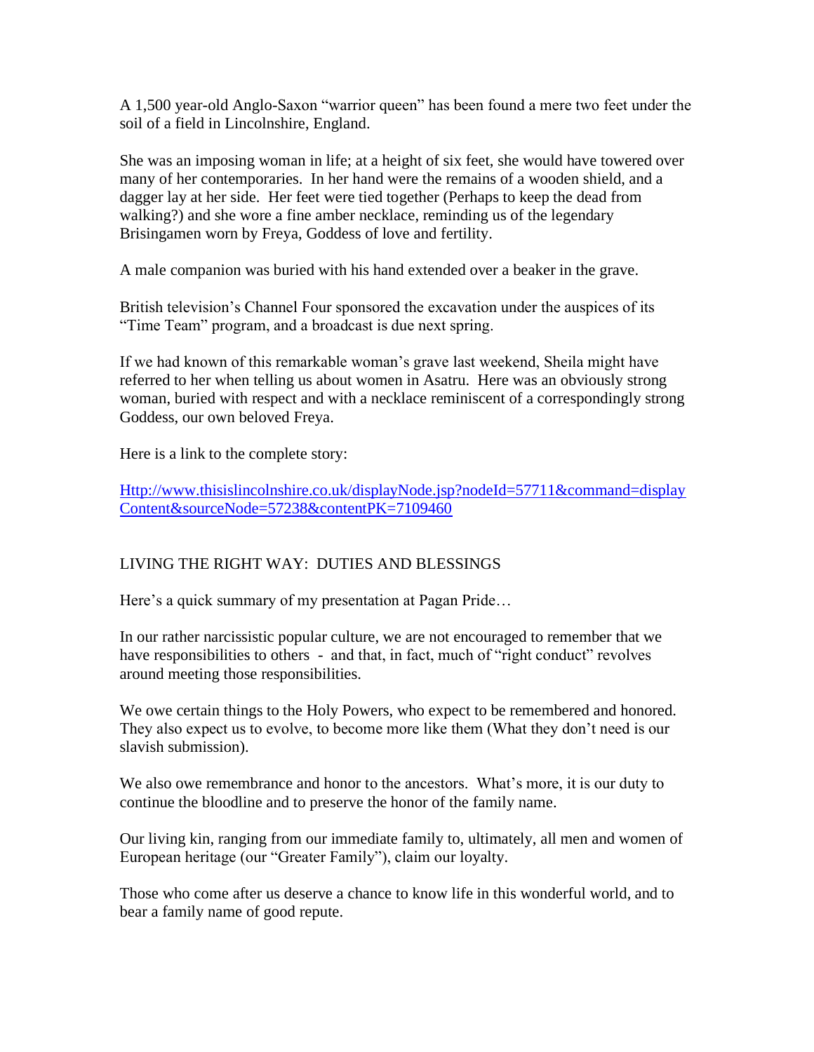A 1,500 year-old Anglo-Saxon "warrior queen" has been found a mere two feet under the soil of a field in Lincolnshire, England.

She was an imposing woman in life; at a height of six feet, she would have towered over many of her contemporaries. In her hand were the remains of a wooden shield, and a dagger lay at her side. Her feet were tied together (Perhaps to keep the dead from walking?) and she wore a fine amber necklace, reminding us of the legendary Brisingamen worn by Freya, Goddess of love and fertility.

A male companion was buried with his hand extended over a beaker in the grave.

British television's Channel Four sponsored the excavation under the auspices of its "Time Team" program, and a broadcast is due next spring.

If we had known of this remarkable woman's grave last weekend, Sheila might have referred to her when telling us about women in Asatru. Here was an obviously strong woman, buried with respect and with a necklace reminiscent of a correspondingly strong Goddess, our own beloved Freya.

Here is a link to the complete story:

[Http://www.thisislincolnshire.co.uk/displayNode.jsp?nodeId=57711&command=displayContent&sourceNode=57238&contentPK=7109460](Http://www.thisislincolnshire.co.uk/displayNode.jsp?nodeId=57711&command=displayContent&sourceNode=57238&contentPK=7109460)

## LIVING THE RIGHT WAY: DUTIES AND BLESSINGS

Here's a quick summary of my presentation at Pagan Pride…

In our rather narcissistic popular culture, we are not encouraged to remember that we have responsibilities to others - and that, in fact, much of "right conduct" revolves around meeting those responsibilities.

We owe certain things to the Holy Powers, who expect to be remembered and honored. They also expect us to evolve, to become more like them (What they don't need is our slavish submission).

We also owe remembrance and honor to the ancestors. What's more, it is our duty to continue the bloodline and to preserve the honor of the family name.

Our living kin, ranging from our immediate family to, ultimately, all men and women of European heritage (our "Greater Family"), claim our loyalty.

Those who come after us deserve a chance to know life in this wonderful world, and to bear a family name of good repute.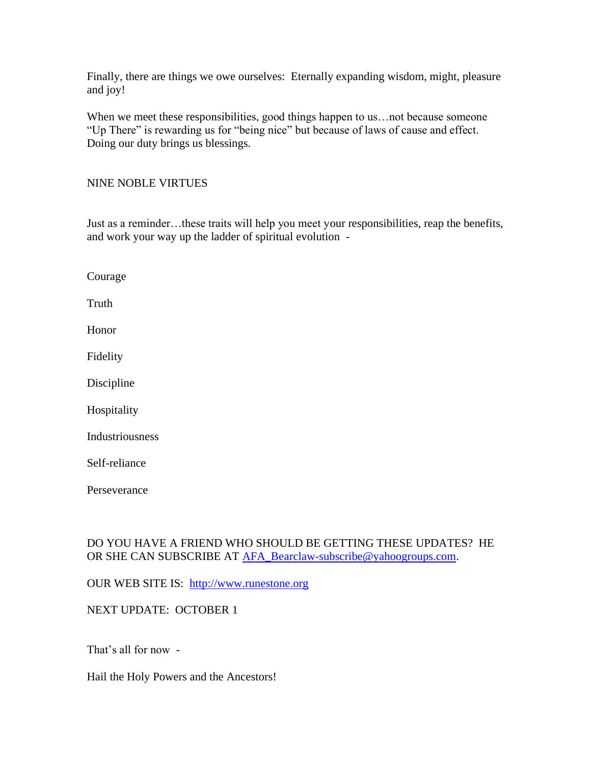Finally, there are things we owe ourselves: Eternally expanding wisdom, might, pleasure and joy!

When we meet these responsibilities, good things happen to us…not because someone “Up There” is rewarding us for “being nice” but because of laws of cause and effect. Doing our duty brings us blessings.

## NINE NOBLE VIRTUES

Just as a reminder…these traits will help you meet your responsibilities, reap the benefits, and work your way up the ladder of spiritual evolution -

Courage

Truth

Honor

Fidelity

Discipline

Hospitality

Industriousness

Self-reliance

Perseverance

DO YOU HAVE A FRIEND WHO SHOULD BE GETTING THESE UPDATES? HE OR SHE CAN SUBSCRIBE AT [AFA_Bearclaw-subscribe@yahoogroups.com](mailto:AFA_Bearclaw-subscribe@yahoogroups.com).

OUR WEB SITE IS: [http://www.runestone.org](http://www.runestone.org)

NEXT UPDATE: OCTOBER 1

That’s all for now -

Hail the Holy Powers and the Ancestors!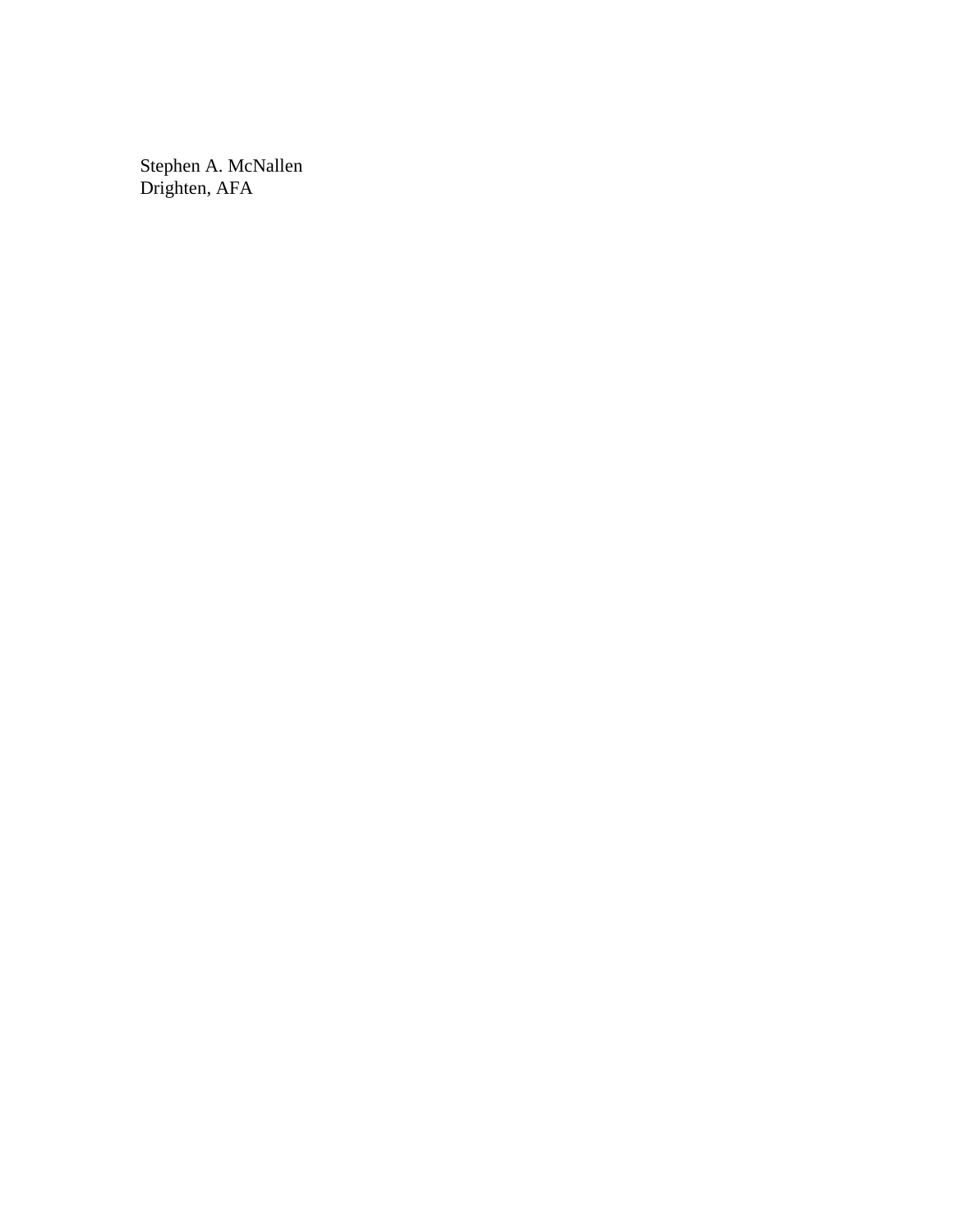Stephen A. McNallen
Drighten, AFA